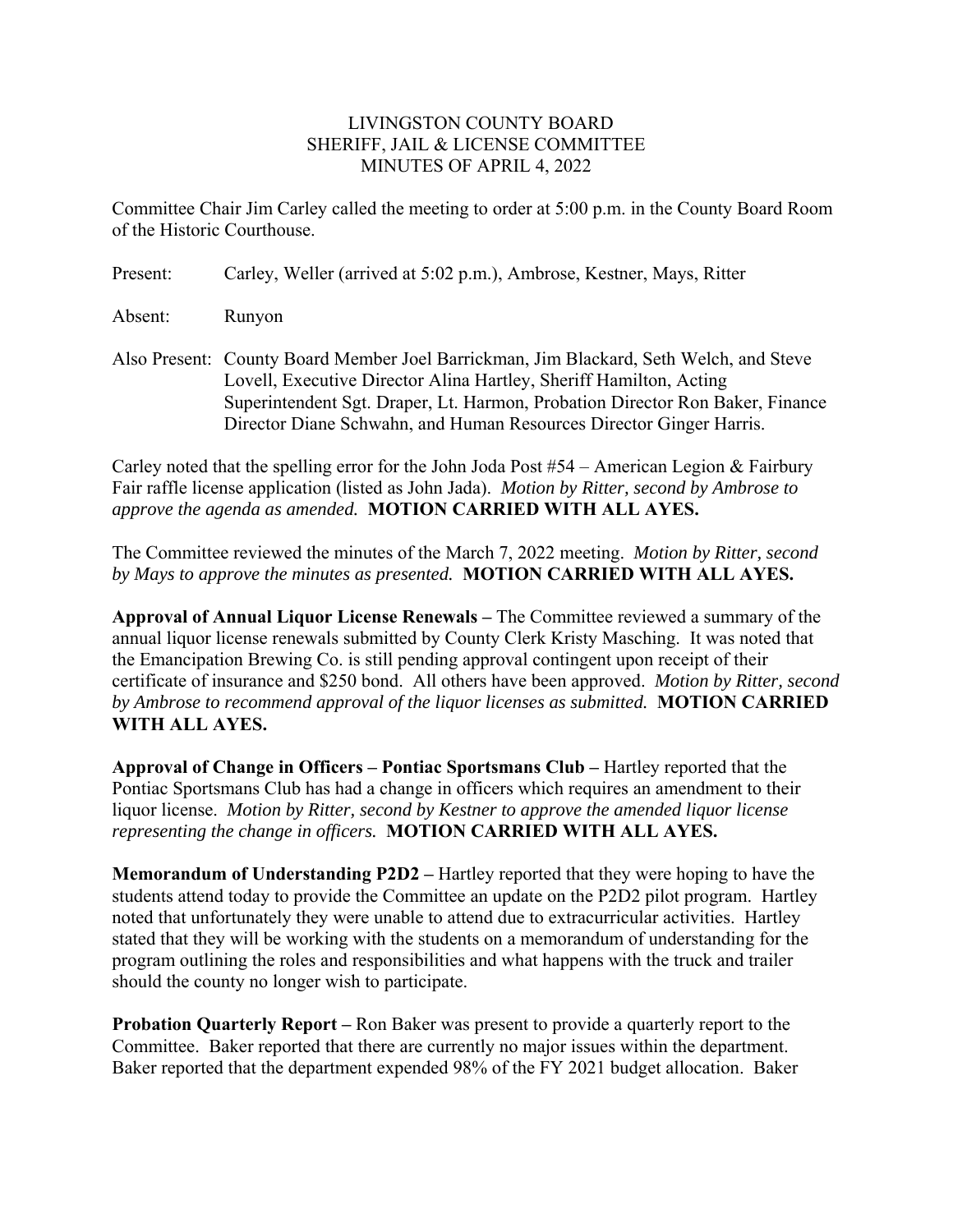LIVINGSTON COUNTY BOARD
SHERIFF, JAIL & LICENSE COMMITTEE
MINUTES OF APRIL 4, 2022

Committee Chair Jim Carley called the meeting to order at 5:00 p.m. in the County Board Room of the Historic Courthouse.

Present: Carley, Weller (arrived at 5:02 p.m.), Ambrose, Kestner, Mays, Ritter

Absent: Runyon

Also Present: County Board Member Joel Barrickman, Jim Blackard, Seth Welch, and Steve Lovell, Executive Director Alina Hartley, Sheriff Hamilton, Acting Superintendent Sgt. Draper, Lt. Harmon, Probation Director Ron Baker, Finance Director Diane Schwahn, and Human Resources Director Ginger Harris.

Carley noted that the spelling error for the John Joda Post #54 – American Legion & Fairbury Fair raffle license application (listed as John Jada). *Motion by Ritter, second by Ambrose to approve the agenda as amended.* **MOTION CARRIED WITH ALL AYES.**

The Committee reviewed the minutes of the March 7, 2022 meeting. *Motion by Ritter, second by Mays to approve the minutes as presented.* **MOTION CARRIED WITH ALL AYES.**

**Approval of Annual Liquor License Renewals –** The Committee reviewed a summary of the annual liquor license renewals submitted by County Clerk Kristy Masching. It was noted that the Emancipation Brewing Co. is still pending approval contingent upon receipt of their certificate of insurance and $250 bond. All others have been approved. *Motion by Ritter, second by Ambrose to recommend approval of the liquor licenses as submitted.* **MOTION CARRIED WITH ALL AYES.**

**Approval of Change in Officers – Pontiac Sportsmans Club –** Hartley reported that the Pontiac Sportsmans Club has had a change in officers which requires an amendment to their liquor license. *Motion by Ritter, second by Kestner to approve the amended liquor license representing the change in officers.* **MOTION CARRIED WITH ALL AYES.**

**Memorandum of Understanding P2D2 –** Hartley reported that they were hoping to have the students attend today to provide the Committee an update on the P2D2 pilot program. Hartley noted that unfortunately they were unable to attend due to extracurricular activities. Hartley stated that they will be working with the students on a memorandum of understanding for the program outlining the roles and responsibilities and what happens with the truck and trailer should the county no longer wish to participate.

**Probation Quarterly Report –** Ron Baker was present to provide a quarterly report to the Committee. Baker reported that there are currently no major issues within the department. Baker reported that the department expended 98% of the FY 2021 budget allocation. Baker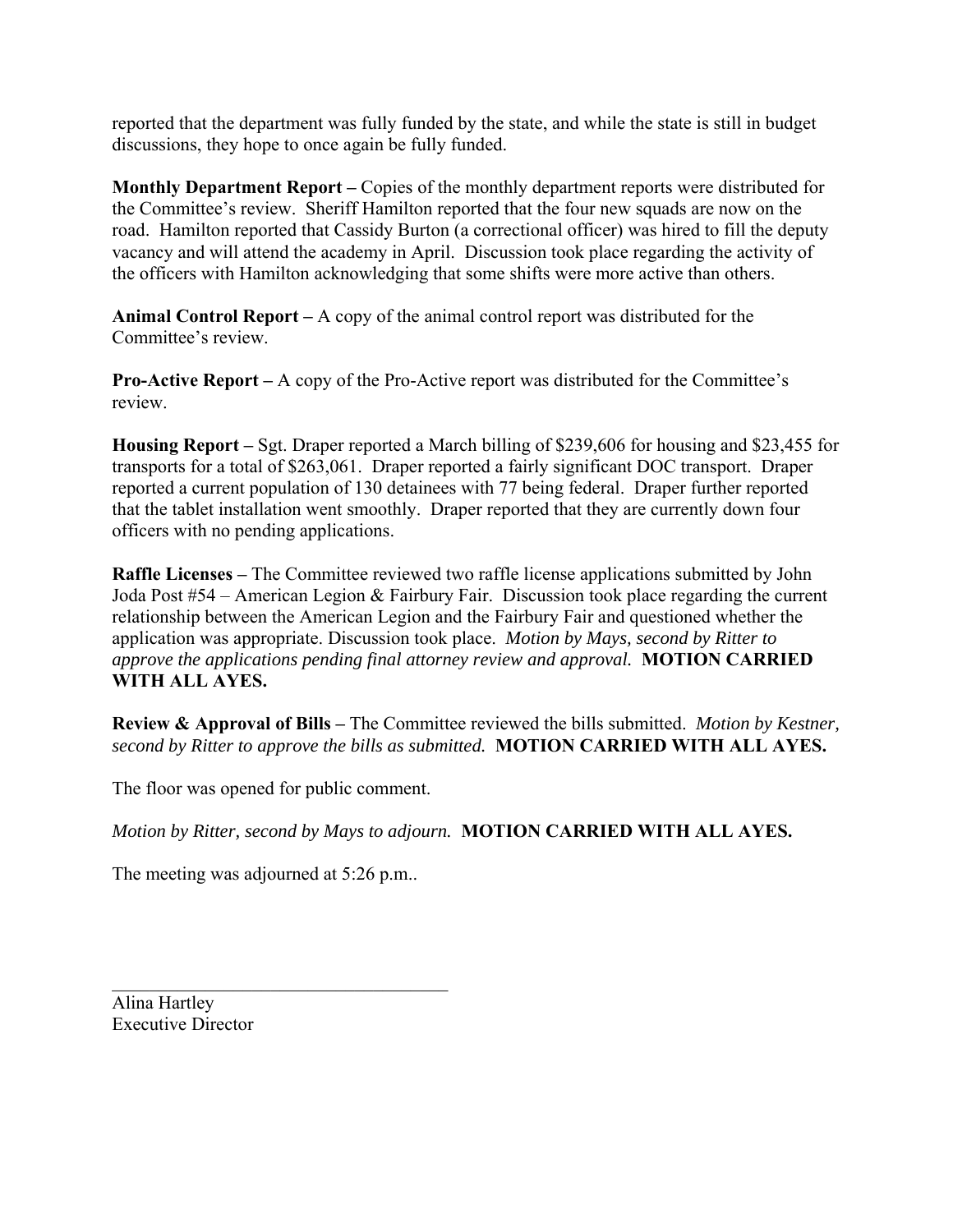reported that the department was fully funded by the state, and while the state is still in budget discussions, they hope to once again be fully funded.

**Monthly Department Report –** Copies of the monthly department reports were distributed for the Committee's review. Sheriff Hamilton reported that the four new squads are now on the road. Hamilton reported that Cassidy Burton (a correctional officer) was hired to fill the deputy vacancy and will attend the academy in April. Discussion took place regarding the activity of the officers with Hamilton acknowledging that some shifts were more active than others.

**Animal Control Report –** A copy of the animal control report was distributed for the Committee's review.

**Pro-Active Report –** A copy of the Pro-Active report was distributed for the Committee's review.

**Housing Report –** Sgt. Draper reported a March billing of $239,606 for housing and $23,455 for transports for a total of $263,061. Draper reported a fairly significant DOC transport. Draper reported a current population of 130 detainees with 77 being federal. Draper further reported that the tablet installation went smoothly. Draper reported that they are currently down four officers with no pending applications.

**Raffle Licenses –** The Committee reviewed two raffle license applications submitted by John Joda Post #54 – American Legion & Fairbury Fair. Discussion took place regarding the current relationship between the American Legion and the Fairbury Fair and questioned whether the application was appropriate. Discussion took place. *Motion by Mays, second by Ritter to approve the applications pending final attorney review and approval.* **MOTION CARRIED WITH ALL AYES.**

**Review & Approval of Bills –** The Committee reviewed the bills submitted. *Motion by Kestner, second by Ritter to approve the bills as submitted.* **MOTION CARRIED WITH ALL AYES.**

The floor was opened for public comment.

*Motion by Ritter, second by Mays to adjourn.* **MOTION CARRIED WITH ALL AYES.**

The meeting was adjourned at 5:26 p.m..

\_\_\_\_\_\_\_\_\_\_\_\_\_\_\_\_\_\_\_\_\_\_\_\_\_\_\_\_\_\_\_\_\_\_\_\_

Alina Hartley
Executive Director